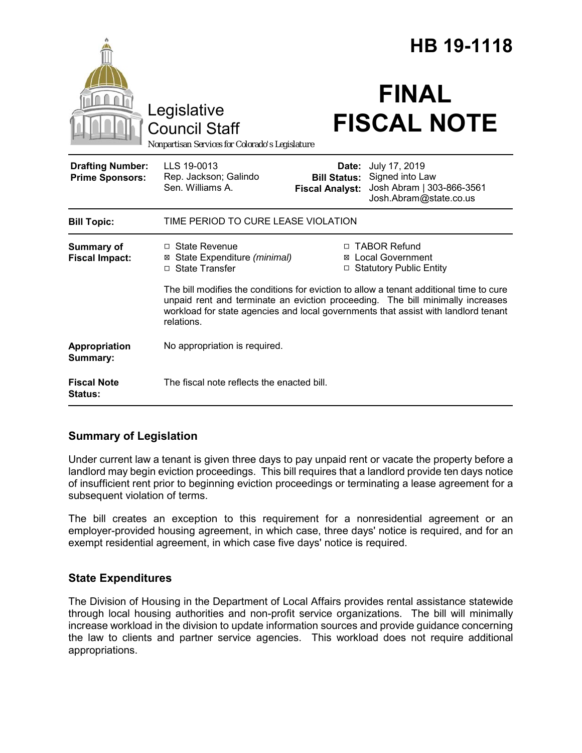# HB 19-1118

Legislative Council Staff

*Nonpartisan Services for Colorado's Legislature*

# FINAL FISCAL NOTE

| | | | |
|---|---|---|---|
| **Drafting Number:** | LLS 19-0013 | **Date:** | July 17, 2019 |
| **Prime Sponsors:** | Rep. Jackson; Galindo<br>Sen. Williams A. | **Bill Status:** | Signed into Law |
| | | **Fiscal Analyst:** | Josh Abram \| 303-866-3561<br>Josh.Abram@state.co.us |

| | |
|---|---|
| **Bill Topic:** | TIME PERIOD TO CURE LEASE VIOLATION |
| **Summary of Fiscal Impact:** | ☐ State Revenue<br>☒ State Expenditure *(minimal)*<br>☐ State Transfer<br>☐ TABOR Refund<br>☒ Local Government<br>☐ Statutory Public Entity<br><br>The bill modifies the conditions for eviction to allow a tenant additional time to cure unpaid rent and terminate an eviction proceeding. The bill minimally increases workload for state agencies and local governments that assist with landlord tenant relations. |
| **Appropriation Summary:** | No appropriation is required. |
| **Fiscal Note Status:** | The fiscal note reflects the enacted bill. |

## Summary of Legislation

Under current law a tenant is given three days to pay unpaid rent or vacate the property before a landlord may begin eviction proceedings. This bill requires that a landlord provide ten days notice of insufficient rent prior to beginning eviction proceedings or terminating a lease agreement for a subsequent violation of terms.

The bill creates an exception to this requirement for a nonresidential agreement or an employer-provided housing agreement, in which case, three days' notice is required, and for an exempt residential agreement, in which case five days' notice is required.

## State Expenditures

The Division of Housing in the Department of Local Affairs provides rental assistance statewide through local housing authorities and non-profit service organizations. The bill will minimally increase workload in the division to update information sources and provide guidance concerning the law to clients and partner service agencies. This workload does not require additional appropriations.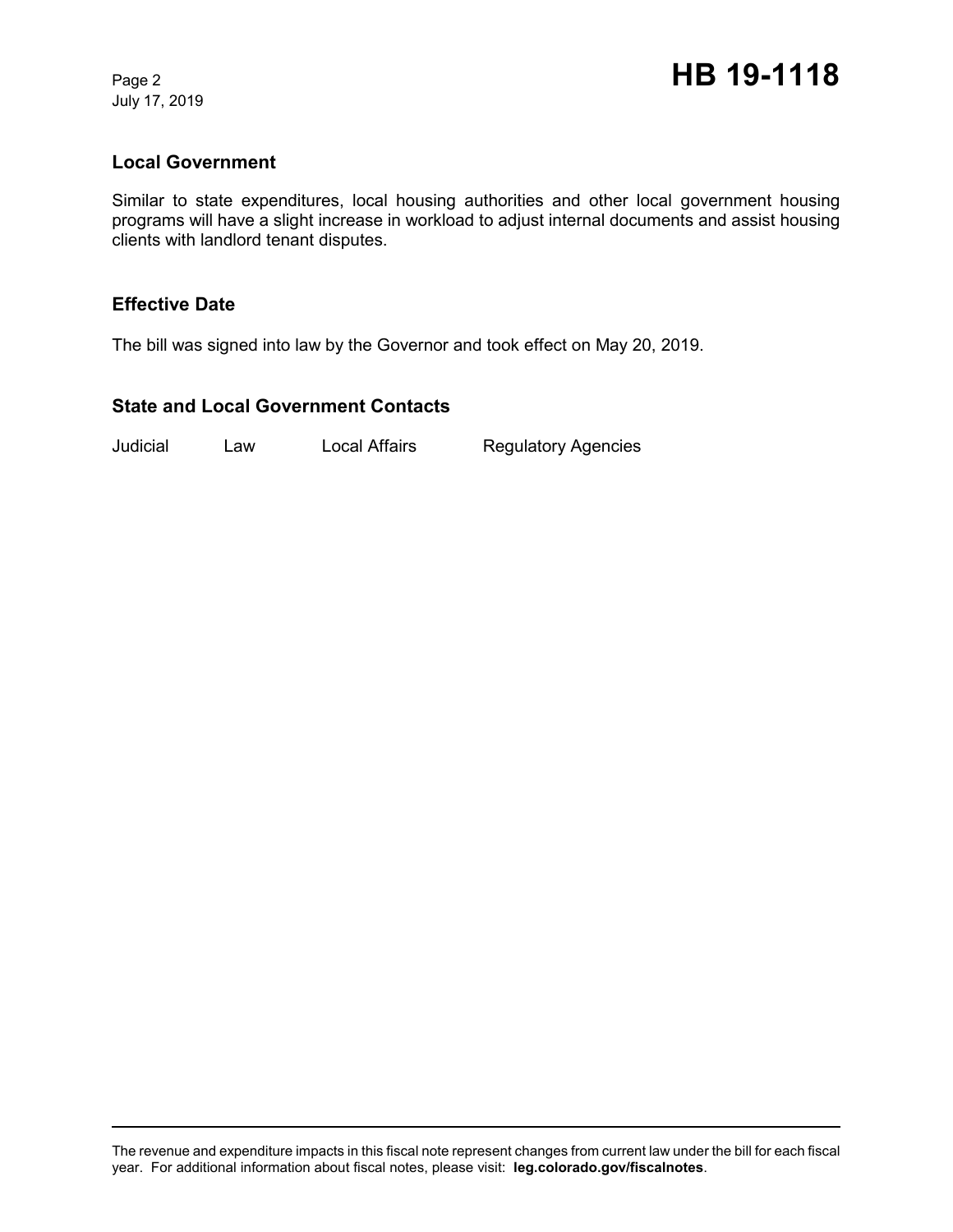## Local Government

Similar to state expenditures, local housing authorities and other local government housing programs will have a slight increase in workload to adjust internal documents and assist housing clients with landlord tenant disputes.

## Effective Date

The bill was signed into law by the Governor and took effect on May 20, 2019.

## State and Local Government Contacts

Judicial Law Local Affairs Regulatory Agencies

The revenue and expenditure impacts in this fiscal note represent changes from current law under the bill for each fiscal year. For additional information about fiscal notes, please visit: **leg.colorado.gov/fiscalnotes**.